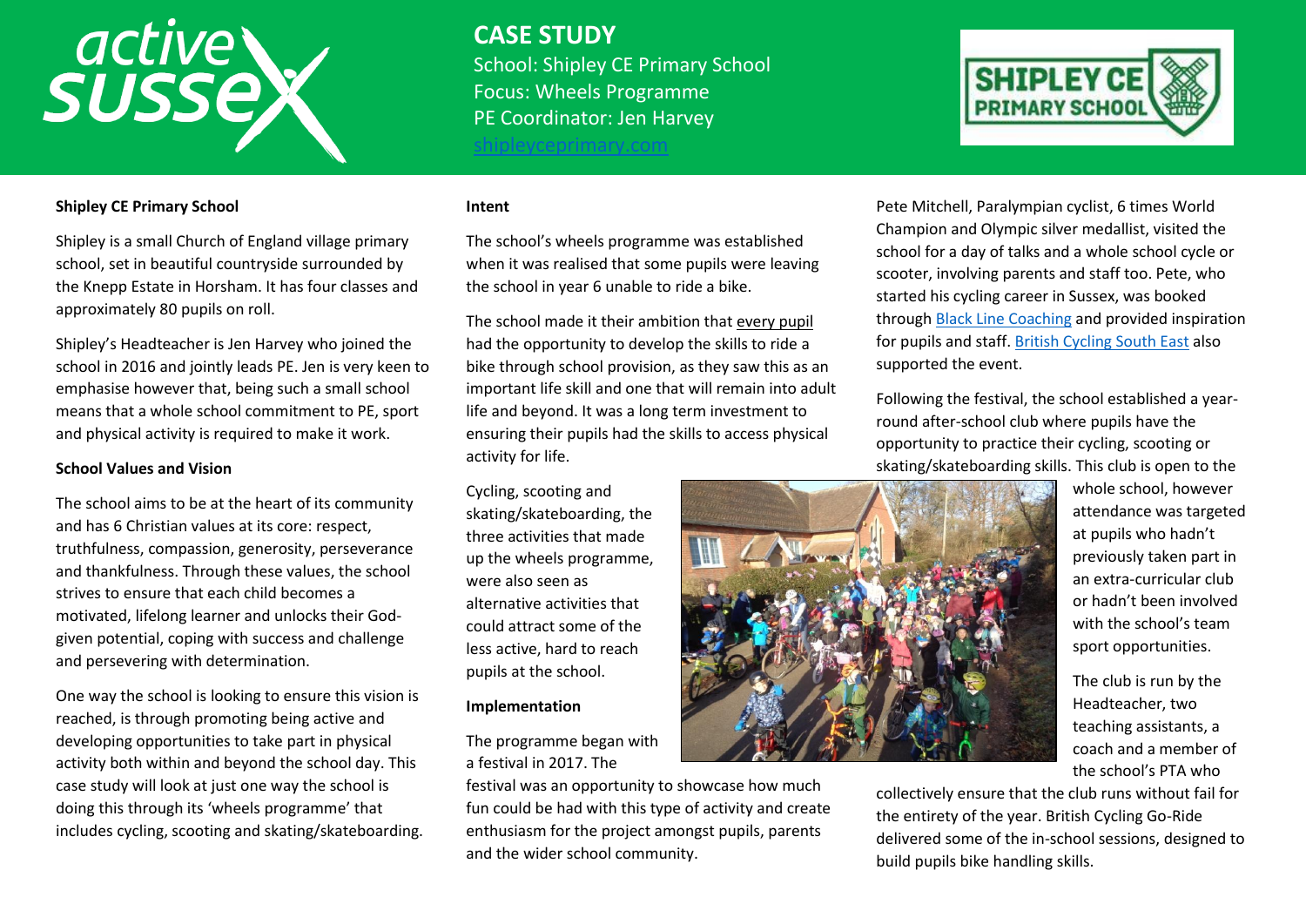# CASE STUDY

School: Shipley CE Primary School
Focus: Wheels Programme
PE Coordinator: Jen Harvey
[shipleyceprimary.com](shipleyceprimary.com)

**Shipley CE Primary School**

Shipley is a small Church of England village primary school, set in beautiful countryside surrounded by the Knepp Estate in Horsham. It has four classes and approximately 80 pupils on roll.

Shipley's Headteacher is Jen Harvey who joined the school in 2016 and jointly leads PE. Jen is very keen to emphasise however that, being such a small school means that a whole school commitment to PE, sport and physical activity is required to make it work.

**School Values and Vision**

The school aims to be at the heart of its community and has 6 Christian values at its core: respect, truthfulness, compassion, generosity, perseverance and thankfulness. Through these values, the school strives to ensure that each child becomes a motivated, lifelong learner and unlocks their God-given potential, coping with success and challenge and persevering with determination.

One way the school is looking to ensure this vision is reached, is through promoting being active and developing opportunities to take part in physical activity both within and beyond the school day. This case study will look at just one way the school is doing this through its 'wheels programme' that includes cycling, scooting and skating/skateboarding.

**Intent**

The school's wheels programme was established when it was realised that some pupils were leaving the school in year 6 unable to ride a bike.

The school made it their ambition that every pupil had the opportunity to develop the skills to ride a bike through school provision, as they saw this as an important life skill and one that will remain into adult life and beyond. It was a long term investment to ensuring their pupils had the skills to access physical activity for life.

Cycling, scooting and skating/skateboarding, the three activities that made up the wheels programme, were also seen as alternative activities that could attract some of the less active, hard to reach pupils at the school.

**Implementation**

The programme began with a festival in 2017. The festival was an opportunity to showcase how much fun could be had with this type of activity and create enthusiasm for the project amongst pupils, parents and the wider school community.

Pete Mitchell, Paralympian cyclist, 6 times World Champion and Olympic silver medallist, visited the school for a day of talks and a whole school cycle or scooter, involving parents and staff too. Pete, who started his cycling career in Sussex, was booked through Black Line Coaching and provided inspiration for pupils and staff. British Cycling South East also supported the event.

Following the festival, the school established a year-round after-school club where pupils have the opportunity to practice their cycling, scooting or skating/skateboarding skills. This club is open to the whole school, however attendance was targeted at pupils who hadn't previously taken part in an extra-curricular club or hadn't been involved with the school's team sport opportunities.

The club is run by the Headteacher, two teaching assistants, a coach and a member of the school's PTA who collectively ensure that the club runs without fail for the entirety of the year. British Cycling Go-Ride delivered some of the in-school sessions, designed to build pupils bike handling skills.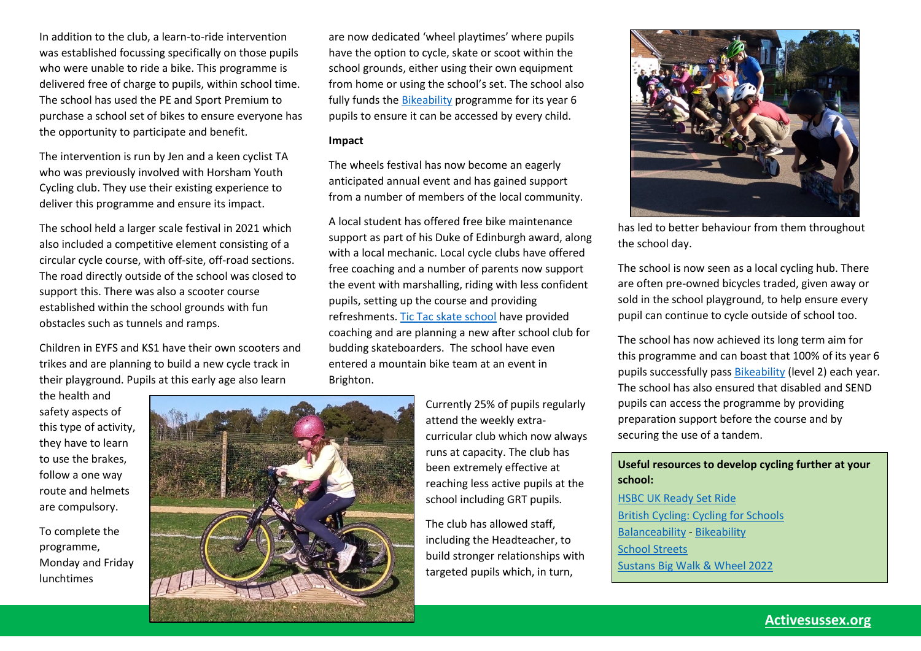In addition to the club, a learn-to-ride intervention was established focussing specifically on those pupils who were unable to ride a bike. This programme is delivered free of charge to pupils, within school time. The school has used the PE and Sport Premium to purchase a school set of bikes to ensure everyone has the opportunity to participate and benefit.

The intervention is run by Jen and a keen cyclist TA who was previously involved with Horsham Youth Cycling club. They use their existing experience to deliver this programme and ensure its impact.

The school held a larger scale festival in 2021 which also included a competitive element consisting of a circular cycle course, with off-site, off-road sections. The road directly outside of the school was closed to support this. There was also a scooter course established within the school grounds with fun obstacles such as tunnels and ramps.

Children in EYFS and KS1 have their own scooters and trikes and are planning to build a new cycle track in their playground. Pupils at this early age also learn the health and safety aspects of this type of activity, they have to learn to use the brakes, follow a one way route and helmets are compulsory.

To complete the programme, Monday and Friday lunchtimes are now dedicated 'wheel playtimes' where pupils have the option to cycle, skate or scoot within the school grounds, either using their own equipment from home or using the school's set. The school also fully funds the Bikeability programme for its year 6 pupils to ensure it can be accessed by every child.

**Impact**

The wheels festival has now become an eagerly anticipated annual event and has gained support from a number of members of the local community.

A local student has offered free bike maintenance support as part of his Duke of Edinburgh award, along with a local mechanic. Local cycle clubs have offered free coaching and a number of parents now support the event with marshalling, riding with less confident pupils, setting up the course and providing refreshments. Tic Tac skate school have provided coaching and are planning a new after school club for budding skateboarders. The school have even entered a mountain bike team at an event in Brighton.

Currently 25% of pupils regularly attend the weekly extra-curricular club which now always runs at capacity. The club has been extremely effective at reaching less active pupils at the school including GRT pupils.

The club has allowed staff, including the Headteacher, to build stronger relationships with targeted pupils which, in turn, has led to better behaviour from them throughout the school day.

The school is now seen as a local cycling hub. There are often pre-owned bicycles traded, given away or sold in the school playground, to help ensure every pupil can continue to cycle outside of school too.

The school has now achieved its long term aim for this programme and can boast that 100% of its year 6 pupils successfully pass Bikeability (level 2) each year. The school has also ensured that disabled and SEND pupils can access the programme by providing preparation support before the course and by securing the use of a tandem.

**Useful resources to develop cycling further at your school:**

HSBC UK Ready Set Ride
British Cycling: Cycling for Schools
Balanceability - Bikeability
School Streets
Sustans Big Walk & Wheel 2022

Activesussex.org